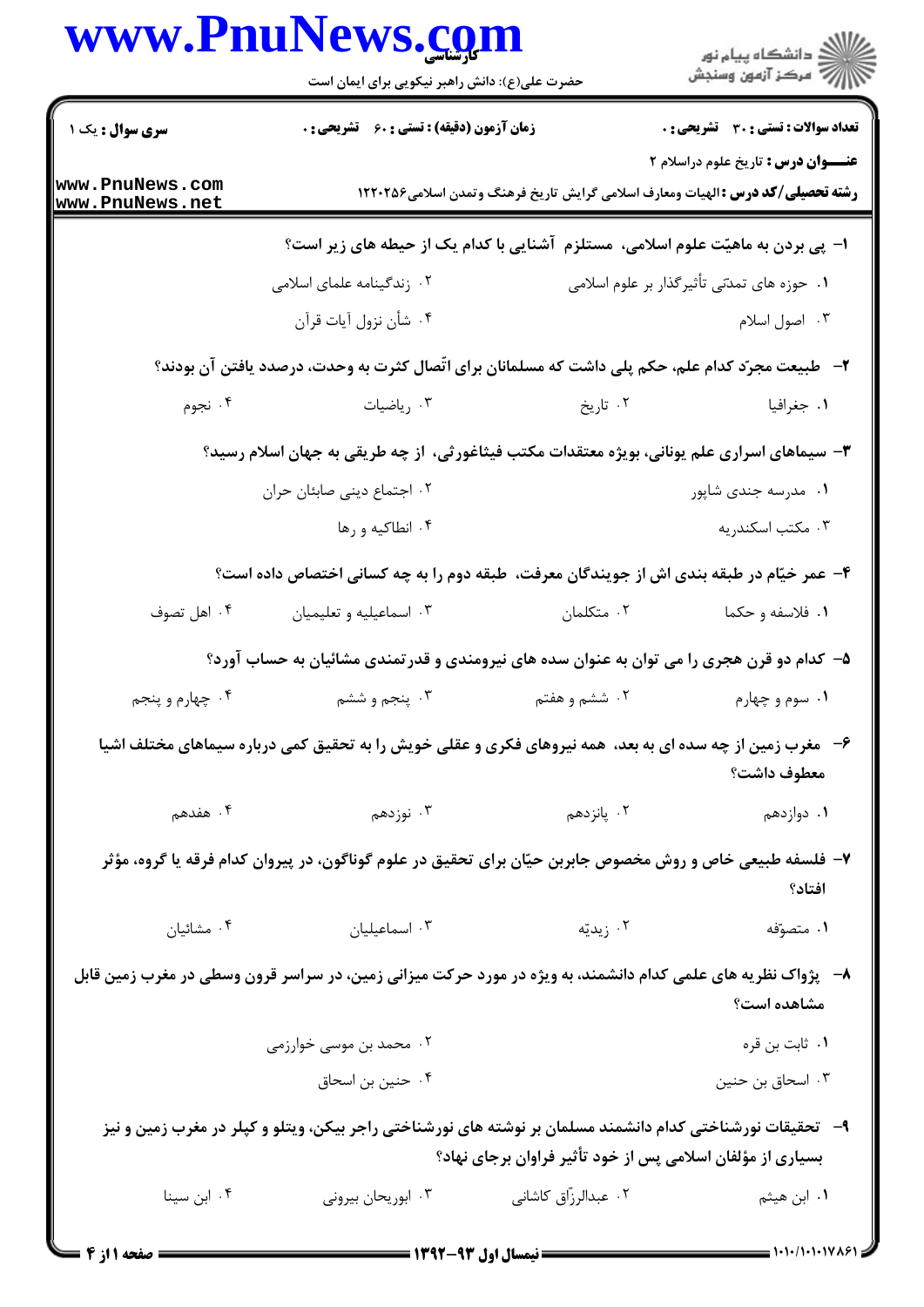**سری سوال :** یک ۱

**زمان آزمون (دقیقه) : تستی :** ۶۰ **تشریحی :** ۰

**تعداد سوالات : تستی :** ۳۰ **تشریحی :** ۰

**عنـــوان درس :** تاریخ علوم دراسلام ۲

**رشته تحصیلی/کد درس :** الهیات ومعارف اسلامی گرایش تاریخ فرهنگ وتمدن اسلامی۱۲۲۰۲۵۶

۱- پی بردن به ماهیّت علوم اسلامی، مستلزم آشنایی با کدام یک از حیطه های زیر است؟

۱. حوزه های تمدّنی تأثیرگذار بر علوم اسلامی
۲. زندگینامه علمای اسلامی
۳. اصول اسلام
۴. شأن نزول آیات قرآن

۲- طبیعت مجرّد کدام علم، حکم پلی داشت که مسلمانان برای اتّصال کثرت به وحدت، درصدد یافتن آن بودند؟

۱. جغرافیا
۲. تاریخ
۳. ریاضیات
۴. نجوم

۳- سیماهای اسراری علم یونانی، بویژه معتقدات مکتب فیثاغورثی، از چه طریقی به جهان اسلام رسید؟

۱. مدرسه جندی شاپور
۲. اجتماع دینی صابئان حران
۳. مکتب اسکندریه
۴. انطاکیه و رها

۴- عمر خیّام در طبقه بندی اش از جویندگان معرفت، طبقه دوم را به چه کسانی اختصاص داده است؟

۱. فلاسفه و حکما
۲. متکلمان
۳. اسماعیلیه و تعلیمیان
۴. اهل تصوف

۵- کدام دو قرن هجری را می توان به عنوان سده های نیرومندی و قدرتمندی مشائیان به حساب آورد؟

۱. سوم و چهارم
۲. ششم و هفتم
۳. پنجم و ششم
۴. چهارم و پنجم

۶- مغرب زمین از چه سده ای به بعد، همه نیروهای فکری و عقلی خویش را به تحقیق کمی درباره سیماهای مختلف اشیا معطوف داشت؟

۱. دوازدهم
۲. پانزدهم
۳. نوزدهم
۴. هفدهم

۷- فلسفه طبیعی خاص و روش مخصوص جابربن حیّان برای تحقیق در علوم گوناگون، در پیروان کدام فرقه یا گروه، مؤثر افتاد؟

۱. متصوّفه
۲. زیدیّه
۳. اسماعیلیان
۴. مشائیان

۸- پژواک نظریه های علمی کدام دانشمند، به ویژه در مورد حرکت میزانی زمین، در سراسر قرون وسطی در مغرب زمین قابل مشاهده است؟

۱. ثابت بن قره
۲. محمد بن موسی خوارزمی
۳. اسحاق بن حنین
۴. حنین بن اسحاق

۹- تحقیقات نورشناختی کدام دانشمند مسلمان بر نوشته های نورشناختی راجر بیکن، ویتلو و کپلر در مغرب زمین و نیز بسیاری از مؤلفان اسلامی پس از خود تأثیر فراوان برجای نهاد؟

۱. ابن هیثم
۲. عبدالرزّاق کاشانی
۳. ابوریحان بیرونی
۴. ابن سینا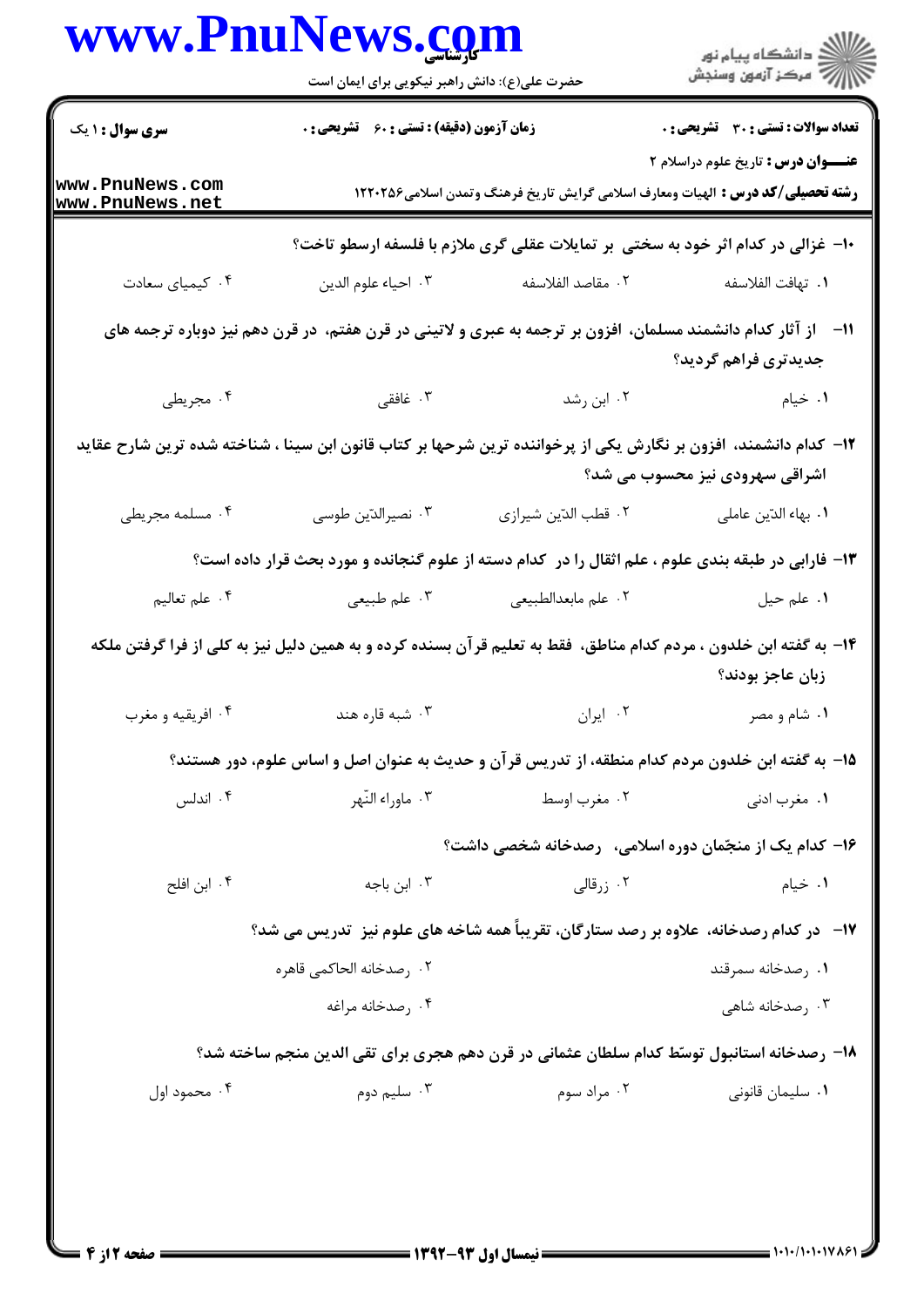سری سوال : ۱ یک | زمان آزمون (دقیقه) : تستی : ۶۰ تشریحی : ۰ | تعداد سوالات : تستی : ۳۰ تشریحی : ۰

**عنـــوان درس :** تاریخ علوم دراسلام ۲

**رشته تحصیلی/کد درس :** الهیات ومعارف اسلامی گرایش تاریخ فرهنگ وتمدن اسلامی۱۲۲۰۲۵۶

۱۰- غزالی در کدام اثر خود به سختی بر تمایلات عقلی گری ملازم با فلسفه ارسطو تاخت؟

۱. تهافت الفلاسفه
۲. مقاصد الفلاسفه
۳. احیاء علوم الدین
۴. کیمیای سعادت

۱۱- از آثار کدام دانشمند مسلمان، افزون بر ترجمه به عبری و لاتینی در قرن هفتم، در قرن دهم نیز دوباره ترجمه های جدیدتری فراهم گردید؟

۱. خیام
۲. ابن رشد
۳. غافقی
۴. مجریطی

۱۲- کدام دانشمند، افزون بر نگارش یکی از پرخواننده ترین شرحها بر کتاب قانون ابن سینا ، شناخته شده ترین شارح عقاید اشراقی سهرودی نیز محسوب می شد؟

۱. بهاء الدّین عاملی
۲. قطب الدّین شیرازی
۳. نصیرالدّین طوسی
۴. مسلمه مجریطی

۱۳- فارابی در طبقه بندی علوم ، علم اثقال را در کدام دسته از علوم گنجانده و مورد بحث قرار داده است؟

۱. علم حیل
۲. علم مابعدالطبیعی
۳. علم طبیعی
۴. علم تعالیم

۱۴- به گفته ابن خلدون ، مردم کدام مناطق، فقط به تعلیم قرآن بسنده کرده و به همین دلیل نیز به کلی از فرا گرفتن ملکه زبان عاجز بودند؟

۱. شام و مصر
۲. ایران
۳. شبه قاره هند
۴. افریقیه و مغرب

۱۵- به گفته ابن خلدون مردم کدام منطقه، از تدریس قرآن و حدیث به عنوان اصل و اساس علوم، دور هستند؟

۱. مغرب ادنی
۲. مغرب اوسط
۳. ماوراء النّهر
۴. اندلس

۱۶- کدام یک از منجّمان دوره اسلامی، رصدخانه شخصی داشت؟

۱. خیام
۲. زرقالی
۳. ابن باجه
۴. ابن افلح

۱۷- در کدام رصدخانه، علاوه بر رصد ستارگان، تقریباً همه شاخه های علوم نیز تدریس می شد؟

۱. رصدخانه سمرقند
۲. رصدخانه الحاکمی قاهره
۳. رصدخانه شاهی
۴. رصدخانه مراغه

۱۸- رصدخانه استانبول توسّط کدام سلطان عثمانی در قرن دهم هجری برای تقی الدین منجم ساخته شد؟

۱. سلیمان قانونی
۲. مراد سوم
۳. سلیم دوم
۴. محمود اول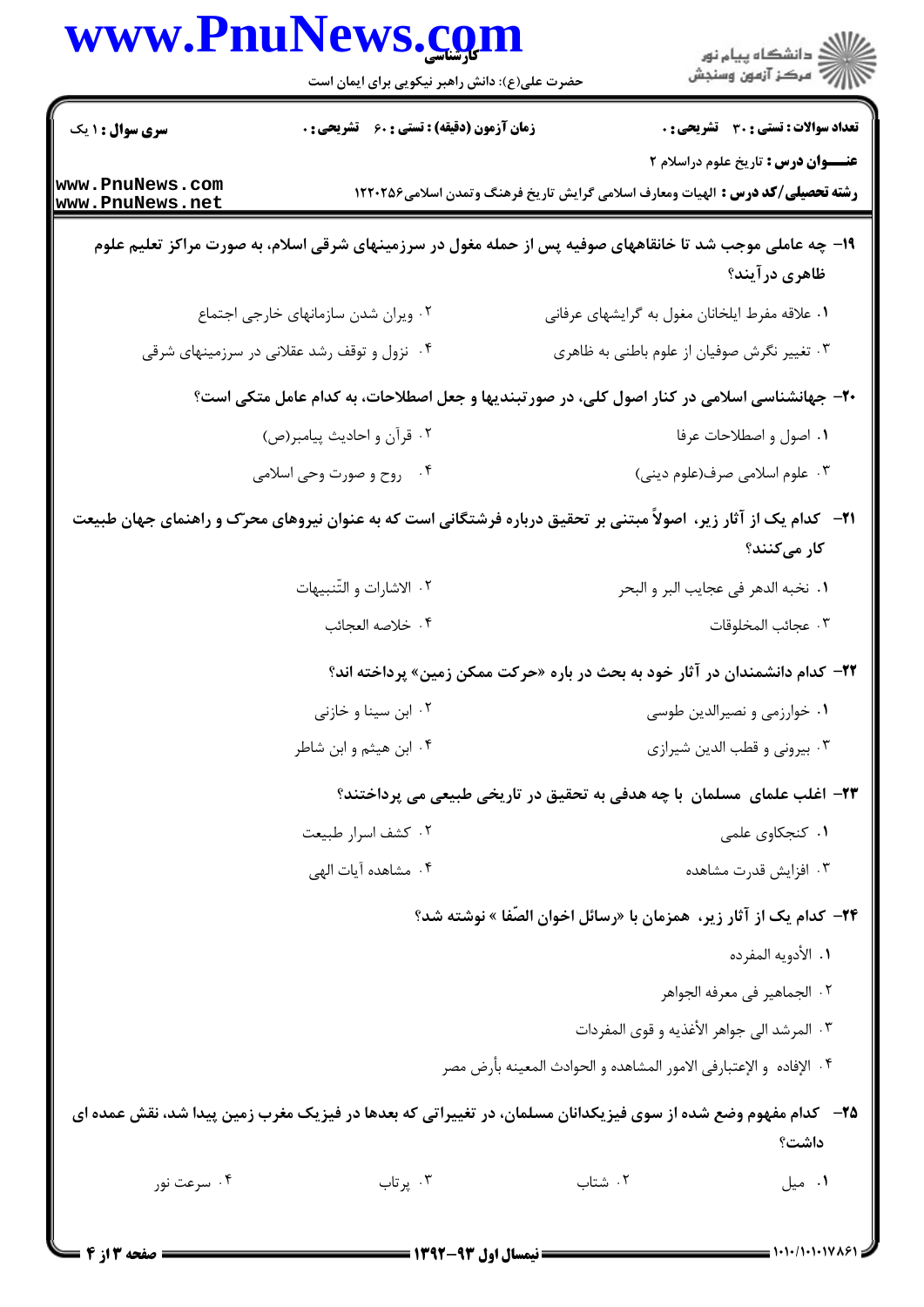**سری سوال :** ۱ یک | **زمان آزمون (دقیقه) : تستی :** ۶۰ **تشریحی :** ۰ | **تعداد سوالات : تستی :** ۳۰ **تشریحی :** ۰

**عنـــوان درس :** تاریخ علوم دراسلام ۲

**رشته تحصیلی/کد درس :** الهیات ومعارف اسلامی گرایش تاریخ فرهنگ وتمدن اسلامی۱۲۲۰۲۵۶

۱۹- چه عاملی موجب شد تا خانقاههای صوفیه پس از حمله مغول در سرزمینهای شرقی اسلام، به صورت مراکز تعلیم علوم ظاهری درآیند؟

۱. علاقه مفرط ایلخانان مغول به گرایشهای عرفانی

۲. ویران شدن سازمانهای خارجی اجتماع

۳. تغییر نگرش صوفیان از علوم باطنی به ظاهری

۴. نزول و توقف رشد عقلانی در سرزمینهای شرقی

۲۰- جهانشناسی اسلامی در کنار اصول کلی، در صورتبندیها و جعل اصطلاحات، به کدام عامل متکی است؟

۱. اصول و اصطلاحات عرفا

۲. قرآن و احادیث پیامبر(ص)

۳. علوم اسلامی صرف(علوم دینی)

۴. روح و صورت وحی اسلامی

۲۱- کدام یک از آثار زیر، اصولاً مبتنی بر تحقیق درباره فرشتگانی است که به عنوان نیروهای محرّک و راهنمای جهان طبیعت کار می‌کنند؟

۱. نخبه الدهر فی عجایب البر و البحر

۲. الاشارات و التّنبیهات

۳. عجائب المخلوقات

۴. خلاصه العجائب

۲۲- کدام دانشمندان در آثار خود به بحث در باره «حرکت ممکن زمین» پرداخته اند؟

۱. خوارزمی و نصیرالدین طوسی

۲. ابن سینا و خازنی

۳. بیرونی و قطب الدین شیرازی

۴. ابن هیثم و ابن شاطر

۲۳- اغلب علمای مسلمان با چه هدفی به تحقیق در تاریخی طبیعی می پرداختند؟

۱. کنجکاوی علمی

۲. کشف اسرار طبیعت

۳. افزایش قدرت مشاهده

۴. مشاهده آیات الهی

۲۴- کدام یک از آثار زیر، همزمان با «رسائل اخوان الصّفا » نوشته شد؟

۱. الأدویه المفرده

۲. الجماهیر فی معرفه الجواهر

۳. المرشد الی جواهر الأغذیه و قوی المفردات

۴. الإفاده و الإعتبارفی الامور المشاهده و الحوادث المعینه بأرض مصر

۲۵- کدام مفهوم وضع شده از سوی فیزیکدانان مسلمان، در تغییراتی که بعدها در فیزیک مغرب زمین پیدا شد، نقش عمده ای داشت؟

۱. میل

۲. شتاب

۳. پرتاب

۴. سرعت نور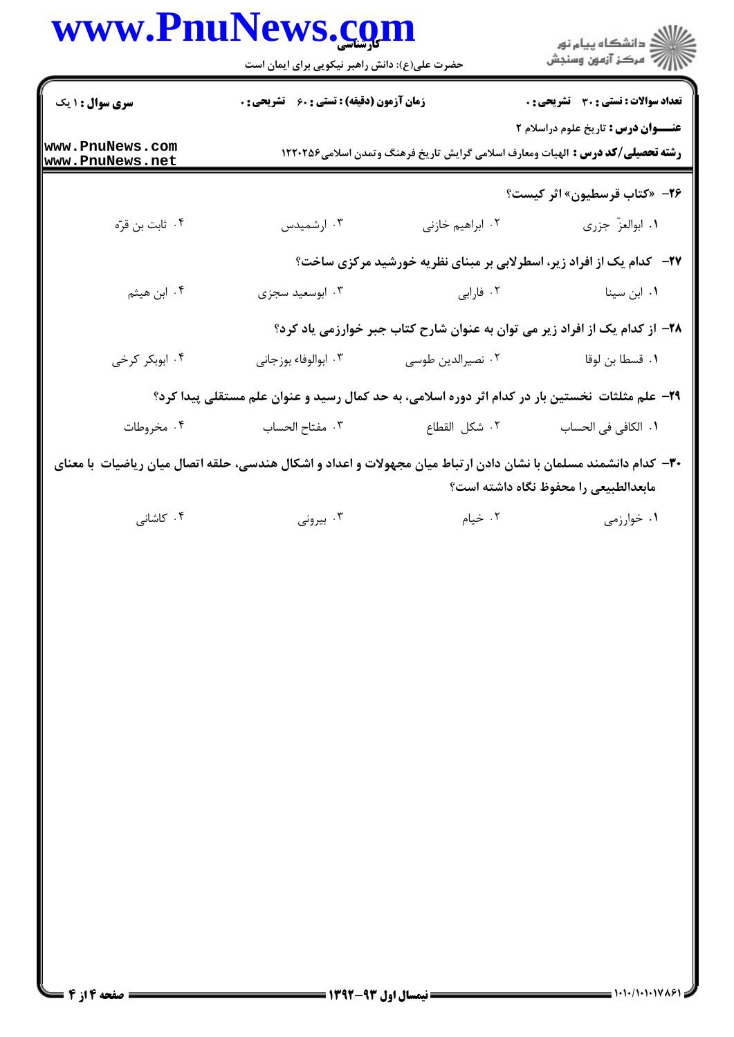**سری سوال :** ۱ یک

**زمان آزمون (دقیقه) : تستی :** ۶۰ **تشریحی :** ۰

**تعداد سوالات : تستی :** ۳۰ **تشریحی :** ۰

**عنـــوان درس :** تاریخ علوم دراسلام ۲

**رشته تحصیلی/کد درس :** الهیات ومعارف اسلامی گرایش تاریخ فرهنگ وتمدن اسلامی۱۲۲۰۲۵۶

۲۶- «کتاب قرسطیون» اثر کیست؟

۱. ابوالعزّ جزری
۲. ابراهیم خازنی
۳. ارشمیدس
۴. ثابت بن قرّه

۲۷- کدام یک از افراد زیر، اسطرلابی بر مبنای نظریه خورشید مرکزی ساخت؟

۱. ابن سینا
۲. فارابی
۳. ابوسعید سجزی
۴. ابن هیثم

۲۸- از کدام یک از افراد زیر می توان به عنوان شارح کتاب جبر خوارزمی یاد کرد؟

۱. قسطا بن لوقا
۲. نصیرالدین طوسی
۳. ابوالوفاء بوزجانی
۴. ابوبکر کرخی

۲۹- علم مثلثات نخستین بار در کدام اثر دوره اسلامی، به حد کمال رسید و عنوان علم مستقلی پیدا کرد؟

۱. الکافی فی الحساب
۲. شکل القطاع
۳. مفتاح الحساب
۴. مخروطات

۳۰- کدام دانشمند مسلمان با نشان دادن ارتباط میان مجهولات و اعداد و اشکال هندسی، حلقه اتصال میان ریاضیات با معنای مابعدالطبیعی را محفوظ نگاه داشته است؟

۱. خوارزمی
۲. خیام
۳. بیرونی
۴. کاشانی